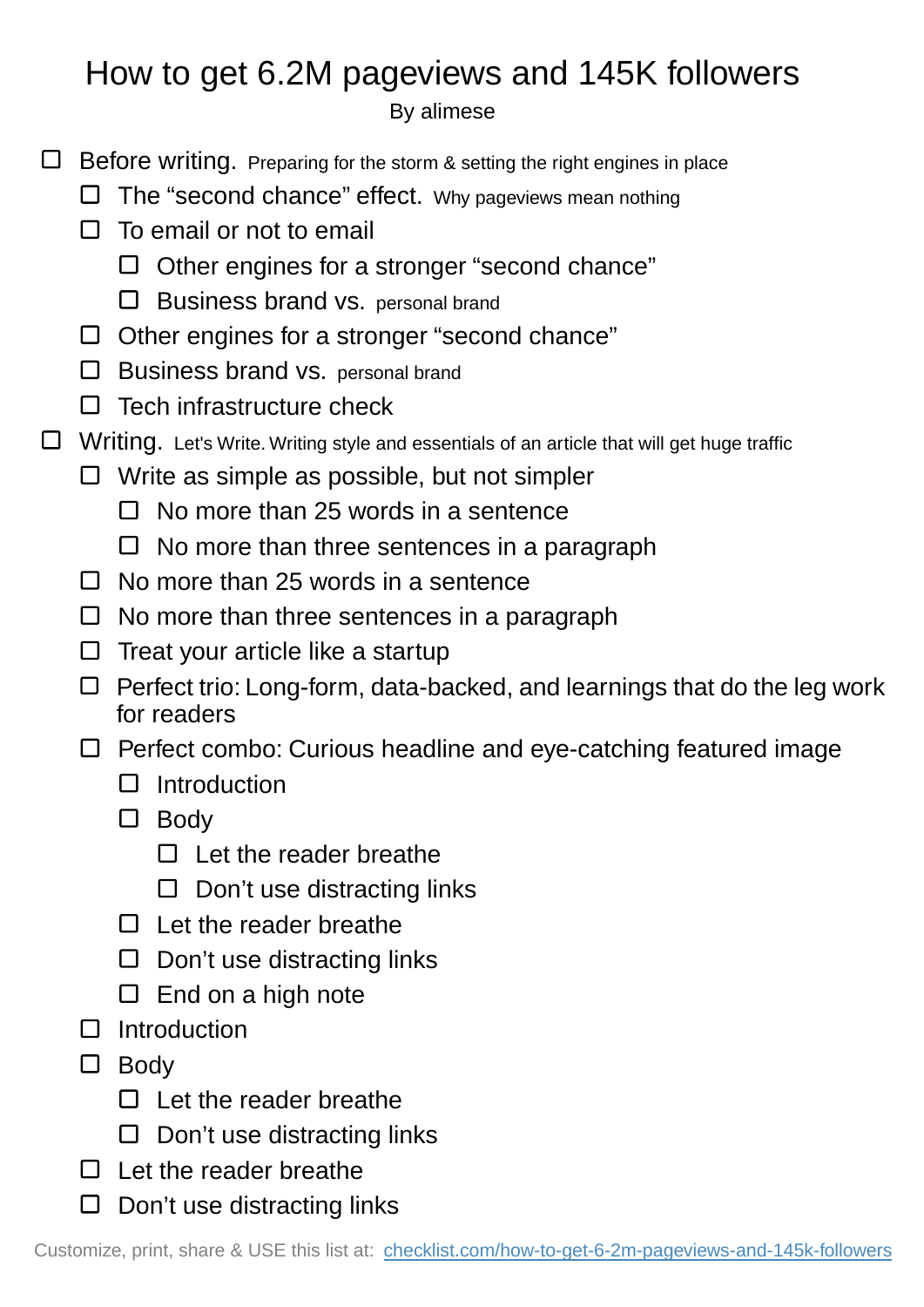# How to get 6.2M pageviews and 145K followers

By alimese

- [ ] Before writing. Preparing for the storm & setting the right engines in place
  - [ ] The “second chance” effect. Why pageviews mean nothing
  - [ ] To email or not to email
    - [ ] Other engines for a stronger “second chance”
    - [ ] Business brand vs. personal brand
  - [ ] Other engines for a stronger “second chance”
  - [ ] Business brand vs. personal brand
  - [ ] Tech infrastructure check
- [ ] Writing. Let's Write. Writing style and essentials of an article that will get huge traffic
  - [ ] Write as simple as possible, but not simpler
    - [ ] No more than 25 words in a sentence
    - [ ] No more than three sentences in a paragraph
  - [ ] No more than 25 words in a sentence
  - [ ] No more than three sentences in a paragraph
  - [ ] Treat your article like a startup
  - [ ] Perfect trio: Long-form, data-backed, and learnings that do the leg work for readers
  - [ ] Perfect combo: Curious headline and eye-catching featured image
    - [ ] Introduction
    - [ ] Body
      - [ ] Let the reader breathe
      - [ ] Don’t use distracting links
    - [ ] Let the reader breathe
    - [ ] Don’t use distracting links
    - [ ] End on a high note
  - [ ] Introduction
  - [ ] Body
    - [ ] Let the reader breathe
    - [ ] Don’t use distracting links
  - [ ] Let the reader breathe
  - [ ] Don’t use distracting links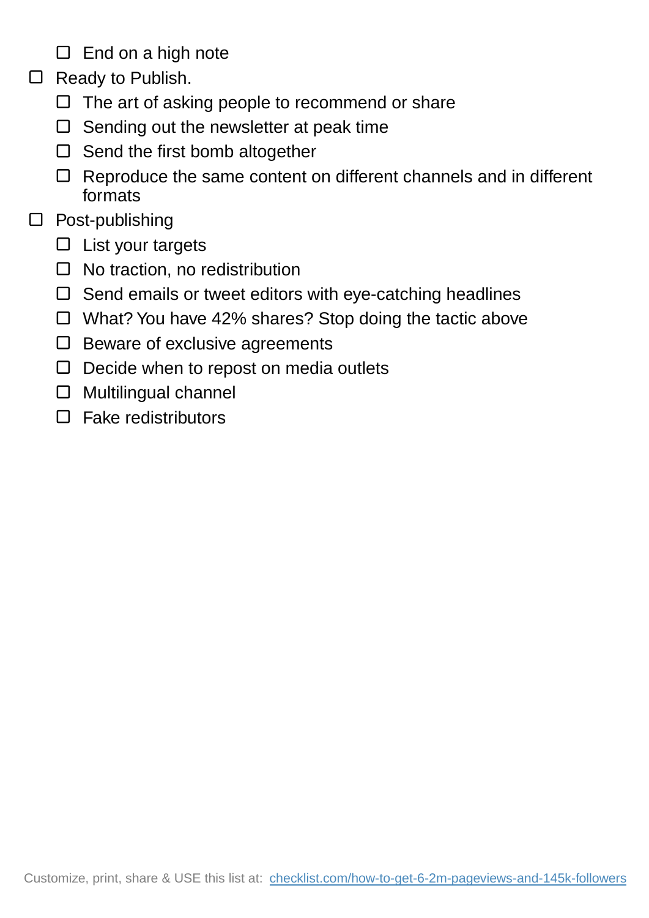- [ ] End on a high note
- [ ] Ready to Publish.
  - [ ] The art of asking people to recommend or share
  - [ ] Sending out the newsletter at peak time
  - [ ] Send the first bomb altogether
  - [ ] Reproduce the same content on different channels and in different formats
- [ ] Post-publishing
  - [ ] List your targets
  - [ ] No traction, no redistribution
  - [ ] Send emails or tweet editors with eye-catching headlines
  - [ ] What? You have 42% shares? Stop doing the tactic above
  - [ ] Beware of exclusive agreements
  - [ ] Decide when to repost on media outlets
  - [ ] Multilingual channel
  - [ ] Fake redistributors

Customize, print, share & USE this list at: [checklist.com/how-to-get-6-2m-pageviews-and-145k-followers](https://checklist.com/how-to-get-6-2m-pageviews-and-145k-followers)